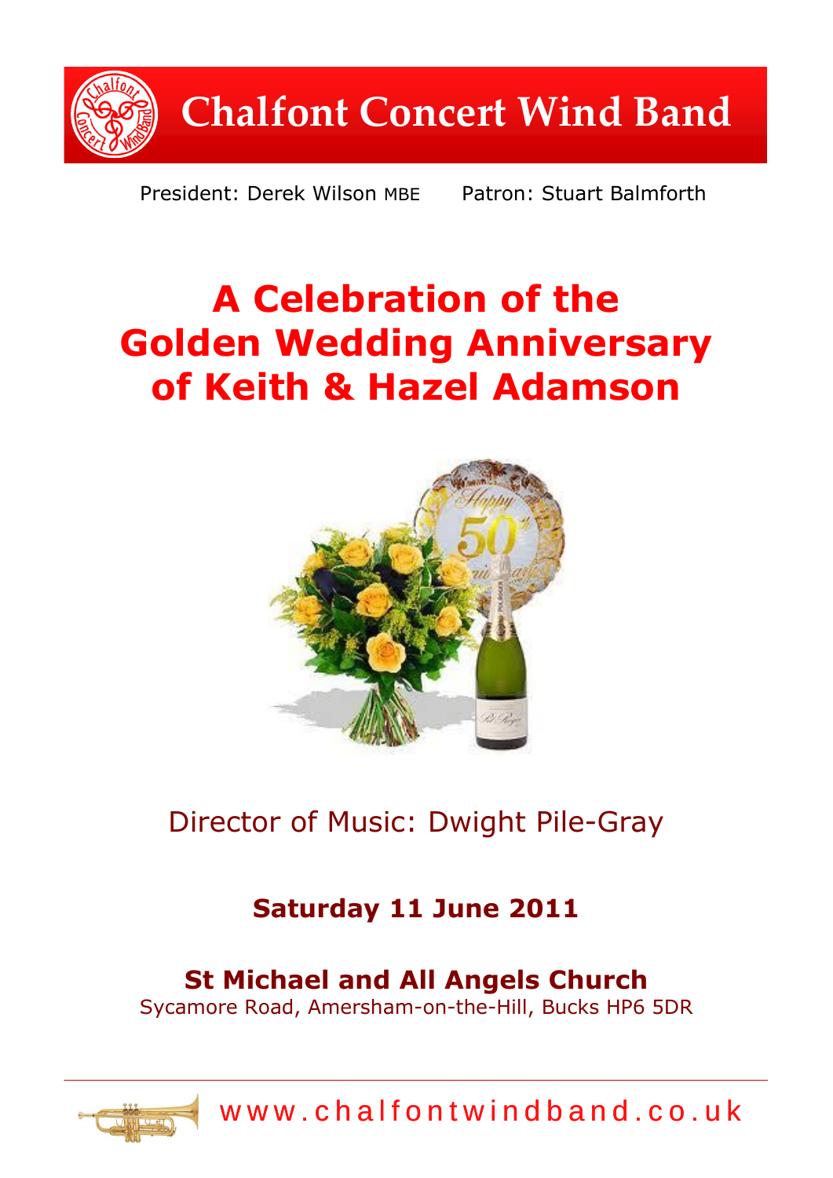# Chalfont Concert Wind Band

President: Derek Wilson MBE Patron: Stuart Balmforth

## A Celebration of the Golden Wedding Anniversary of Keith & Hazel Adamson

Director of Music: Dwight Pile-Gray

**Saturday 11 June 2011**

**St Michael and All Angels Church**
Sycamore Road, Amersham-on-the-Hill, Bucks HP6 5DR

www.chalfontwindband.co.uk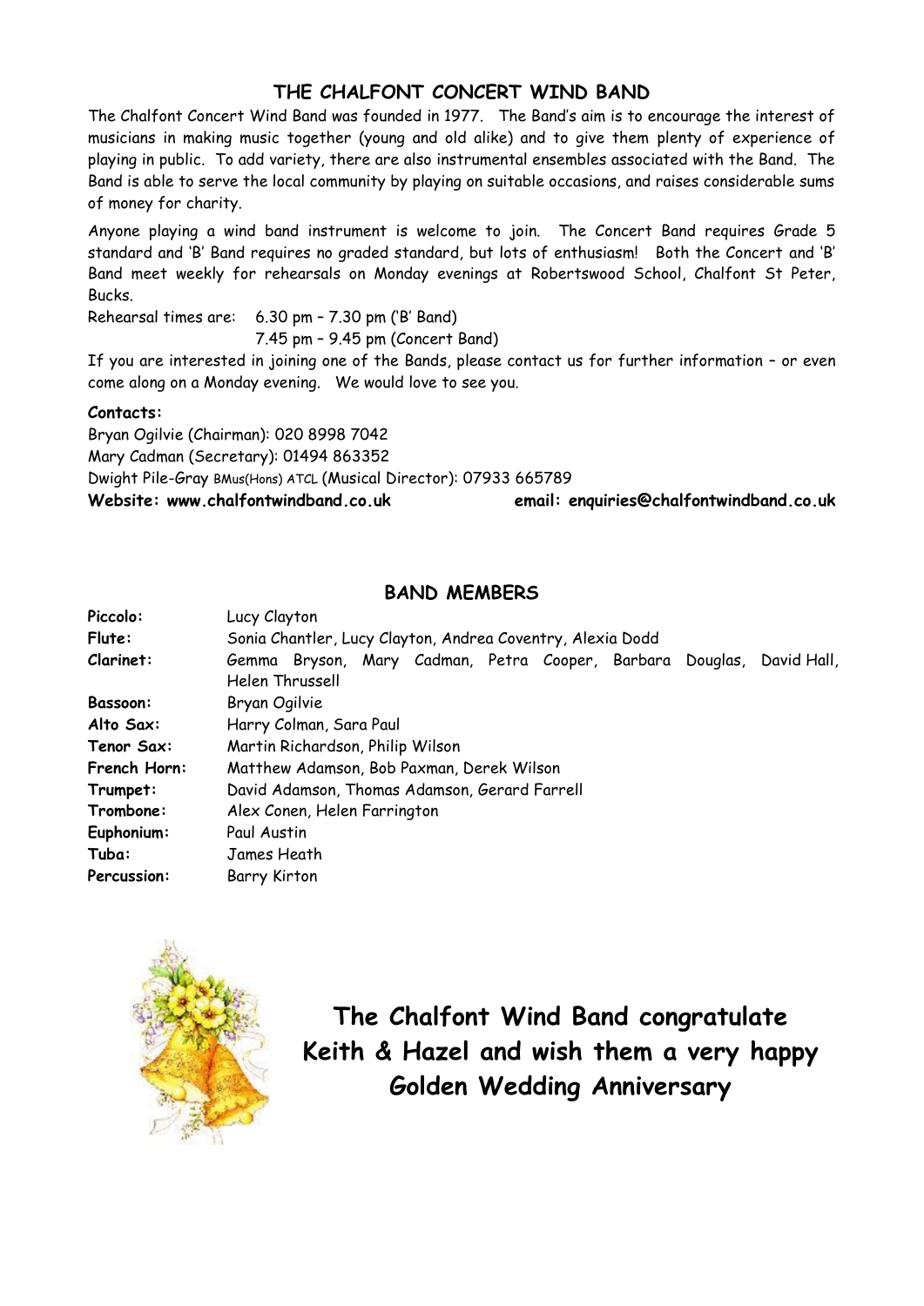## THE CHALFONT CONCERT WIND BAND

The Chalfont Concert Wind Band was founded in 1977. The Band's aim is to encourage the interest of musicians in making music together (young and old alike) and to give them plenty of experience of playing in public. To add variety, there are also instrumental ensembles associated with the Band. The Band is able to serve the local community by playing on suitable occasions, and raises considerable sums of money for charity.

Anyone playing a wind band instrument is welcome to join. The Concert Band requires Grade 5 standard and 'B' Band requires no graded standard, but lots of enthusiasm! Both the Concert and 'B' Band meet weekly for rehearsals on Monday evenings at Robertswood School, Chalfont St Peter, Bucks.

Rehearsal times are: 6.30 pm – 7.30 pm ('B' Band)
7.45 pm – 9.45 pm (Concert Band)

If you are interested in joining one of the Bands, please contact us for further information – or even come along on a Monday evening. We would love to see you.

**Contacts:**

Bryan Ogilvie (Chairman): 020 8998 7042
Mary Cadman (Secretary): 01494 863352
Dwight Pile-Gray BMus(Hons) ATCL (Musical Director): 07933 665789
**Website: www.chalfontwindband.co.uk** **email: enquiries@chalfontwindband.co.uk**

## BAND MEMBERS

| | |
|---|---|
| **Piccolo:** | Lucy Clayton |
| **Flute:** | Sonia Chantler, Lucy Clayton, Andrea Coventry, Alexia Dodd |
| **Clarinet:** | Gemma Bryson, Mary Cadman, Petra Cooper, Barbara Douglas, David Hall, Helen Thrussell |
| **Bassoon:** | Bryan Ogilvie |
| **Alto Sax:** | Harry Colman, Sara Paul |
| **Tenor Sax:** | Martin Richardson, Philip Wilson |
| **French Horn:** | Matthew Adamson, Bob Paxman, Derek Wilson |
| **Trumpet:** | David Adamson, Thomas Adamson, Gerard Farrell |
| **Trombone:** | Alex Conen, Helen Farrington |
| **Euphonium:** | Paul Austin |
| **Tuba:** | James Heath |
| **Percussion:** | Barry Kirton |

**The Chalfont Wind Band congratulate Keith & Hazel and wish them a very happy Golden Wedding Anniversary**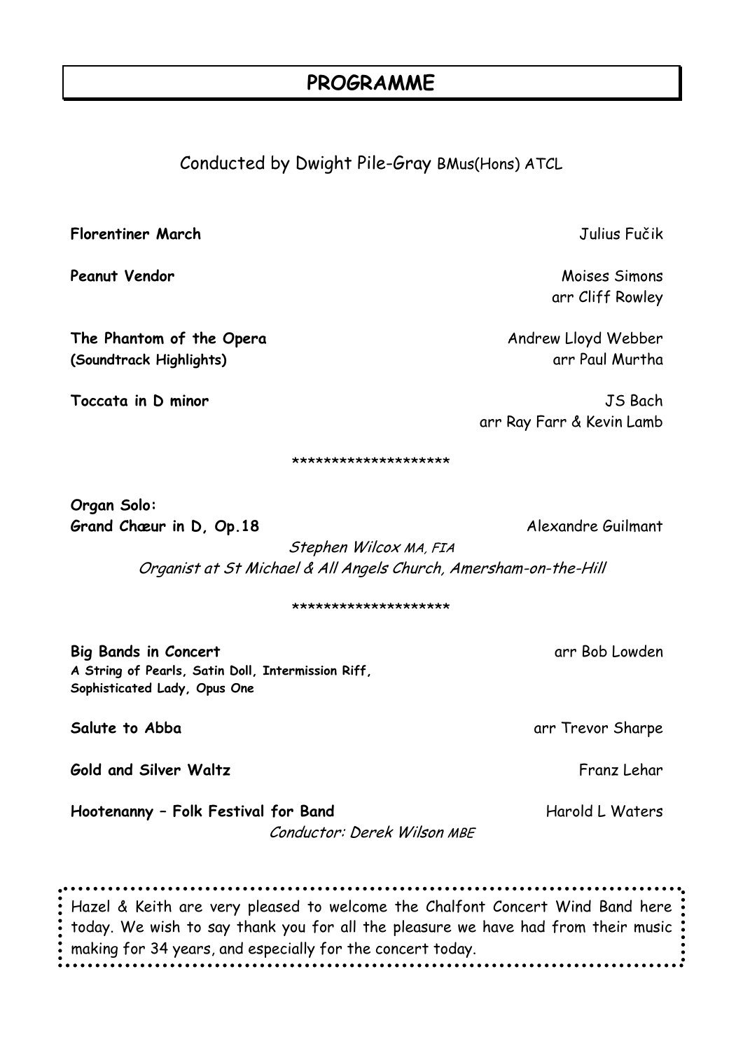# PROGRAMME

Conducted by Dwight Pile-Gray BMus(Hons) ATCL

**Florentiner March** — Julius Fučik

**Peanut Vendor** — Moises Simons, arr Cliff Rowley

**The Phantom of the Opera**
**(Soundtrack Highlights)** — Andrew Lloyd Webber, arr Paul Murtha

**Toccata in D minor** — JS Bach, arr Ray Farr & Kevin Lamb

********************

**Organ Solo:**
**Grand Chœur in D, Op.18** — Alexandre Guilmant

*Stephen Wilcox MA, FIA*
*Organist at St Michael & All Angels Church, Amersham-on-the-Hill*

********************

**Big Bands in Concert** — arr Bob Lowden
**A String of Pearls, Satin Doll, Intermission Riff, Sophisticated Lady, Opus One**

**Salute to Abba** — arr Trevor Sharpe

**Gold and Silver Waltz** — Franz Lehar

**Hootenanny – Folk Festival for Band** — Harold L Waters

*Conductor: Derek Wilson MBE*

Hazel & Keith are very pleased to welcome the Chalfont Concert Wind Band here today. We wish to say thank you for all the pleasure we have had from their music making for 34 years, and especially for the concert today.